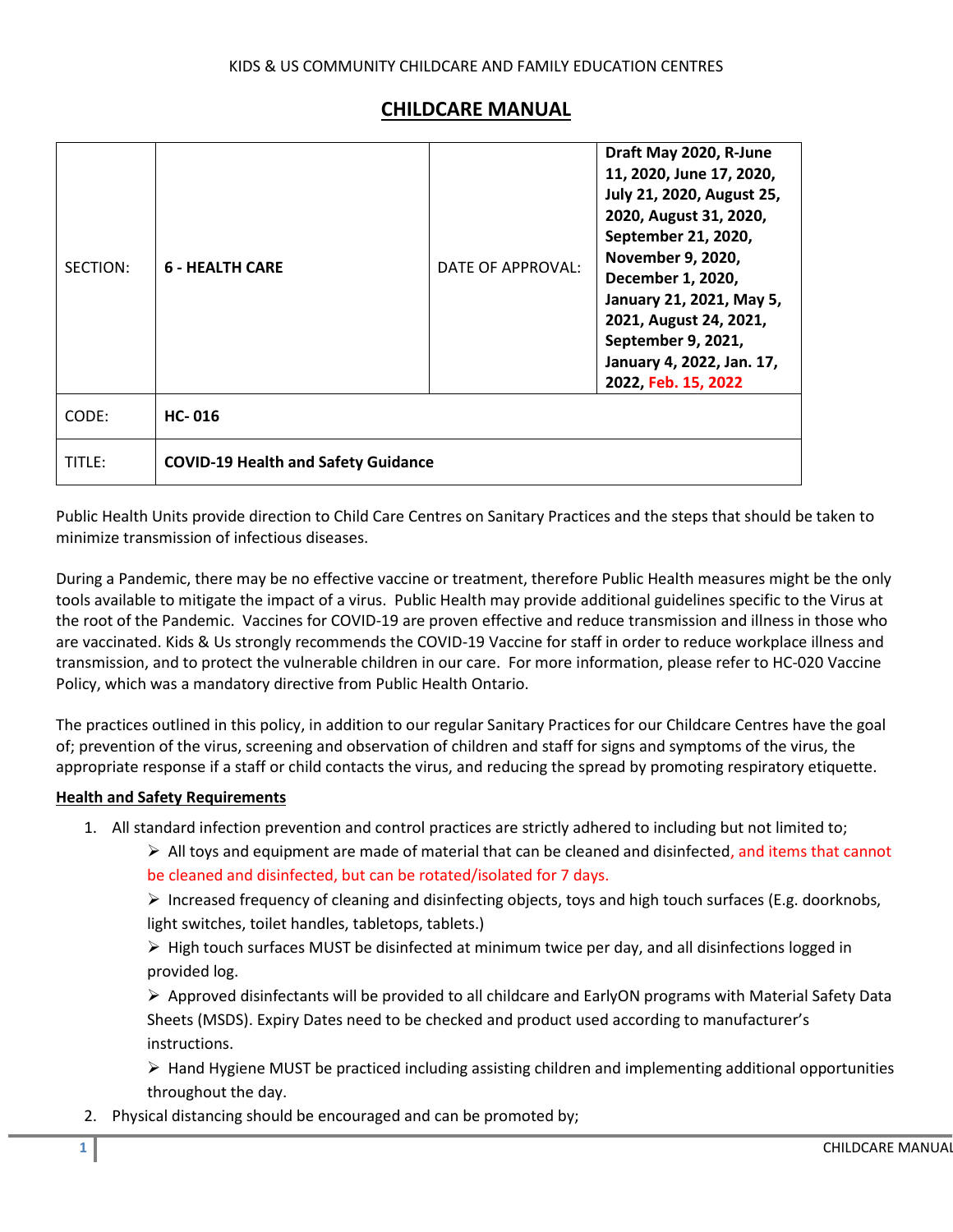KIDS & US COMMUNITY CHILDCARE AND FAMILY EDUCATION CENTRES

# CHILDCARE MANUAL

| SECTION: | **6 - HEALTH CARE** | DATE OF APPROVAL: | **Draft May 2020, R-June 11, 2020, June 17, 2020, July 21, 2020, August 25, 2020, August 31, 2020, September 21, 2020, November 9, 2020, December 1, 2020, January 21, 2021, May 5, 2021, August 24, 2021, September 9, 2021, January 4, 2022, Jan. 17, 2022, Feb. 15, 2022** |
|---|---|---|---|
| CODE: | **HC- 016** | | |
| TITLE: | **COVID-19 Health and Safety Guidance** | | |

Public Health Units provide direction to Child Care Centres on Sanitary Practices and the steps that should be taken to minimize transmission of infectious diseases.

During a Pandemic, there may be no effective vaccine or treatment, therefore Public Health measures might be the only tools available to mitigate the impact of a virus. Public Health may provide additional guidelines specific to the Virus at the root of the Pandemic. Vaccines for COVID-19 are proven effective and reduce transmission and illness in those who are vaccinated. Kids & Us strongly recommends the COVID-19 Vaccine for staff in order to reduce workplace illness and transmission, and to protect the vulnerable children in our care. For more information, please refer to HC-020 Vaccine Policy, which was a mandatory directive from Public Health Ontario.

The practices outlined in this policy, in addition to our regular Sanitary Practices for our Childcare Centres have the goal of; prevention of the virus, screening and observation of children and staff for signs and symptoms of the virus, the appropriate response if a staff or child contacts the virus, and reducing the spread by promoting respiratory etiquette.

**Health and Safety Requirements**

1. All standard infection prevention and control practices are strictly adhered to including but not limited to;
   - All toys and equipment are made of material that can be cleaned and disinfected, and items that cannot be cleaned and disinfected, but can be rotated/isolated for 7 days.
   - Increased frequency of cleaning and disinfecting objects, toys and high touch surfaces (E.g. doorknobs, light switches, toilet handles, tabletops, tablets.)
   - High touch surfaces MUST be disinfected at minimum twice per day, and all disinfections logged in provided log.
   - Approved disinfectants will be provided to all childcare and EarlyON programs with Material Safety Data Sheets (MSDS). Expiry Dates need to be checked and product used according to manufacturer's instructions.
   - Hand Hygiene MUST be practiced including assisting children and implementing additional opportunities throughout the day.
2. Physical distancing should be encouraged and can be promoted by;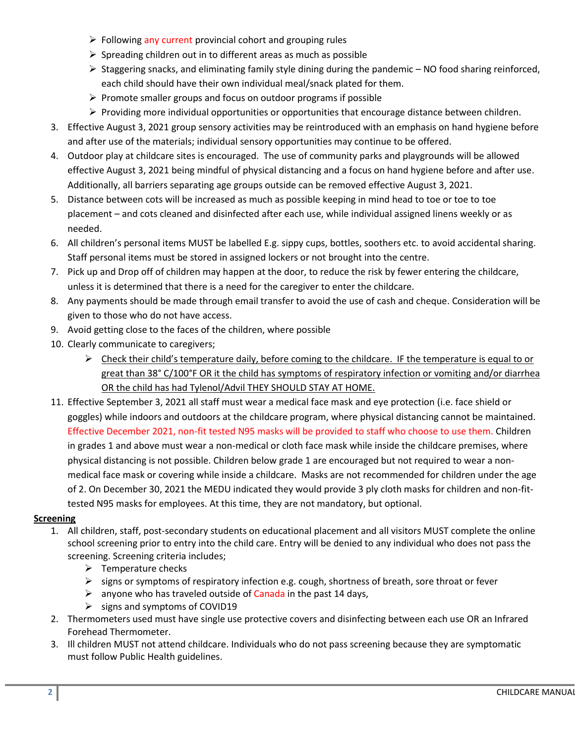- Following any current provincial cohort and grouping rules
- Spreading children out in to different areas as much as possible
- Staggering snacks, and eliminating family style dining during the pandemic – NO food sharing reinforced, each child should have their own individual meal/snack plated for them.
- Promote smaller groups and focus on outdoor programs if possible
- Providing more individual opportunities or opportunities that encourage distance between children.

3. Effective August 3, 2021 group sensory activities may be reintroduced with an emphasis on hand hygiene before and after use of the materials; individual sensory opportunities may continue to be offered.
4. Outdoor play at childcare sites is encouraged. The use of community parks and playgrounds will be allowed effective August 3, 2021 being mindful of physical distancing and a focus on hand hygiene before and after use. Additionally, all barriers separating age groups outside can be removed effective August 3, 2021.
5. Distance between cots will be increased as much as possible keeping in mind head to toe or toe to toe placement – and cots cleaned and disinfected after each use, while individual assigned linens weekly or as needed.
6. All children's personal items MUST be labelled E.g. sippy cups, bottles, soothers etc. to avoid accidental sharing. Staff personal items must be stored in assigned lockers or not brought into the centre.
7. Pick up and Drop off of children may happen at the door, to reduce the risk by fewer entering the childcare, unless it is determined that there is a need for the caregiver to enter the childcare.
8. Any payments should be made through email transfer to avoid the use of cash and cheque. Consideration will be given to those who do not have access.
9. Avoid getting close to the faces of the children, where possible
10. Clearly communicate to caregivers;
    - Check their child's temperature daily, before coming to the childcare. IF the temperature is equal to or great than 38° C/100°F OR it the child has symptoms of respiratory infection or vomiting and/or diarrhea OR the child has had Tylenol/Advil THEY SHOULD STAY AT HOME.
11. Effective September 3, 2021 all staff must wear a medical face mask and eye protection (i.e. face shield or goggles) while indoors and outdoors at the childcare program, where physical distancing cannot be maintained. Effective December 2021, non-fit tested N95 masks will be provided to staff who choose to use them. Children in grades 1 and above must wear a non-medical or cloth face mask while inside the childcare premises, where physical distancing is not possible. Children below grade 1 are encouraged but not required to wear a non-medical face mask or covering while inside a childcare. Masks are not recommended for children under the age of 2. On December 30, 2021 the MEDU indicated they would provide 3 ply cloth masks for children and non-fit-tested N95 masks for employees. At this time, they are not mandatory, but optional.

## Screening

1. All children, staff, post-secondary students on educational placement and all visitors MUST complete the online school screening prior to entry into the child care. Entry will be denied to any individual who does not pass the screening. Screening criteria includes;
    - Temperature checks
    - signs or symptoms of respiratory infection e.g. cough, shortness of breath, sore throat or fever
    - anyone who has traveled outside of Canada in the past 14 days,
    - signs and symptoms of COVID19
2. Thermometers used must have single use protective covers and disinfecting between each use OR an Infrared Forehead Thermometer.
3. Ill children MUST not attend childcare. Individuals who do not pass screening because they are symptomatic must follow Public Health guidelines.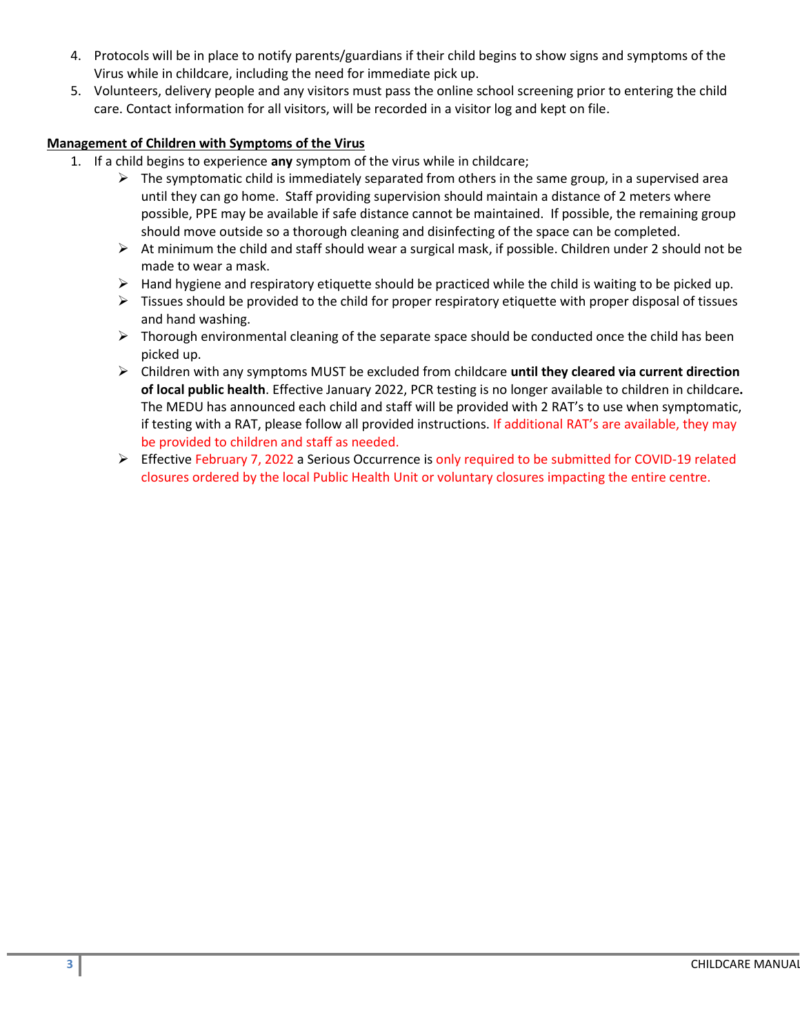4. Protocols will be in place to notify parents/guardians if their child begins to show signs and symptoms of the Virus while in childcare, including the need for immediate pick up.
5. Volunteers, delivery people and any visitors must pass the online school screening prior to entering the child care. Contact information for all visitors, will be recorded in a visitor log and kept on file.

**Management of Children with Symptoms of the Virus**

1. If a child begins to experience **any** symptom of the virus while in childcare;
   - The symptomatic child is immediately separated from others in the same group, in a supervised area until they can go home. Staff providing supervision should maintain a distance of 2 meters where possible, PPE may be available if safe distance cannot be maintained. If possible, the remaining group should move outside so a thorough cleaning and disinfecting of the space can be completed.
   - At minimum the child and staff should wear a surgical mask, if possible. Children under 2 should not be made to wear a mask.
   - Hand hygiene and respiratory etiquette should be practiced while the child is waiting to be picked up.
   - Tissues should be provided to the child for proper respiratory etiquette with proper disposal of tissues and hand washing.
   - Thorough environmental cleaning of the separate space should be conducted once the child has been picked up.
   - Children with any symptoms MUST be excluded from childcare **until they cleared via current direction of local public health**. Effective January 2022, PCR testing is no longer available to children in childcare**.** The MEDU has announced each child and staff will be provided with 2 RAT's to use when symptomatic, if testing with a RAT, please follow all provided instructions. If additional RAT's are available, they may be provided to children and staff as needed.
   - Effective February 7, 2022 a Serious Occurrence is only required to be submitted for COVID-19 related closures ordered by the local Public Health Unit or voluntary closures impacting the entire centre.